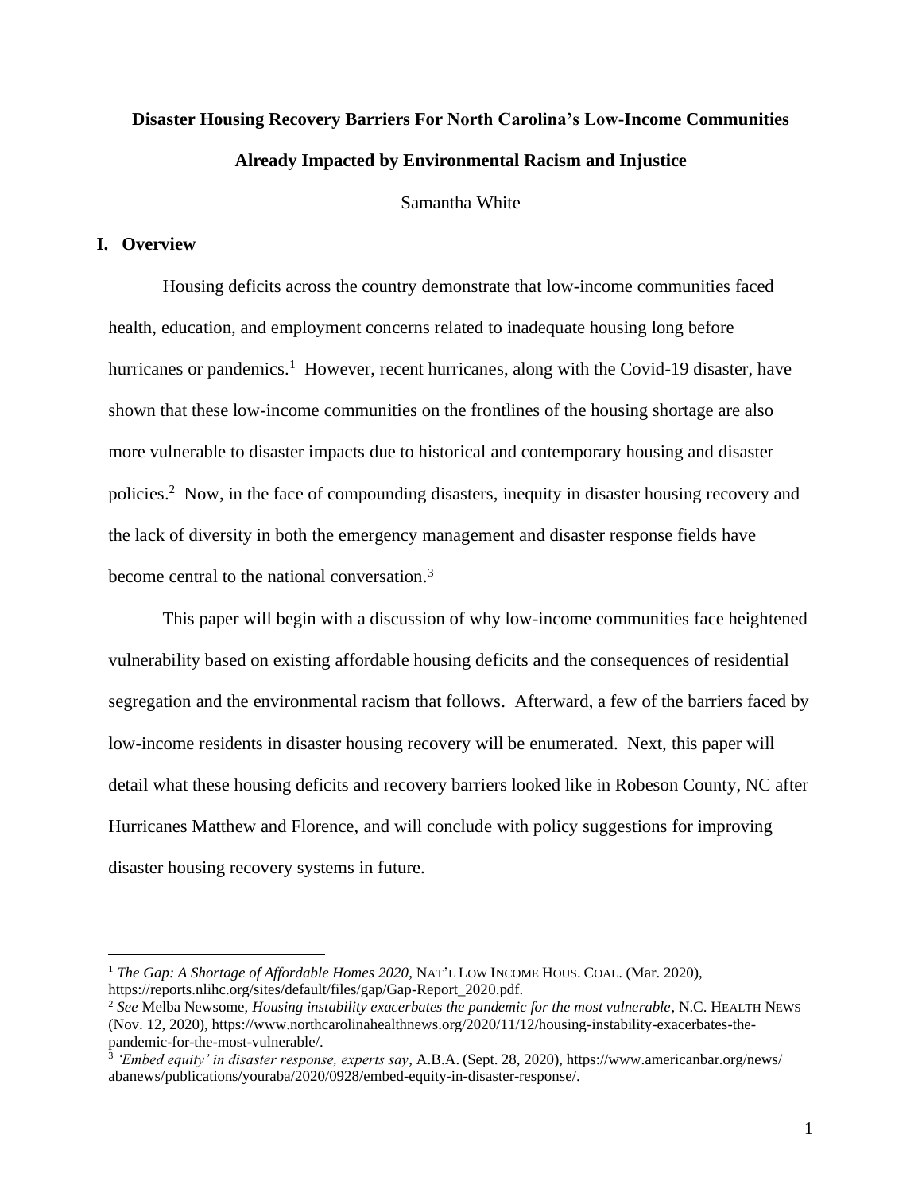# Disaster Housing Recovery Barriers For North Carolina's Low-Income Communities Already Impacted by Environmental Racism and Injustice

Samantha White

## I. Overview

Housing deficits across the country demonstrate that low-income communities faced health, education, and employment concerns related to inadequate housing long before hurricanes or pandemics.[1] However, recent hurricanes, along with the Covid-19 disaster, have shown that these low-income communities on the frontlines of the housing shortage are also more vulnerable to disaster impacts due to historical and contemporary housing and disaster policies.[2] Now, in the face of compounding disasters, inequity in disaster housing recovery and the lack of diversity in both the emergency management and disaster response fields have become central to the national conversation.[3]

This paper will begin with a discussion of why low-income communities face heightened vulnerability based on existing affordable housing deficits and the consequences of residential segregation and the environmental racism that follows. Afterward, a few of the barriers faced by low-income residents in disaster housing recovery will be enumerated. Next, this paper will detail what these housing deficits and recovery barriers looked like in Robeson County, NC after Hurricanes Matthew and Florence, and will conclude with policy suggestions for improving disaster housing recovery systems in future.

---

[1] *The Gap: A Shortage of Affordable Homes 2020*, NAT'L LOW INCOME HOUS. COAL. (Mar. 2020), https://reports.nlihc.org/sites/default/files/gap/Gap-Report_2020.pdf.

[2] *See* Melba Newsome, *Housing instability exacerbates the pandemic for the most vulnerable*, N.C. HEALTH NEWS (Nov. 12, 2020), https://www.northcarolinahealthnews.org/2020/11/12/housing-instability-exacerbates-the-pandemic-for-the-most-vulnerable/.

[3] *'Embed equity' in disaster response, experts say*, A.B.A. (Sept. 28, 2020), https://www.americanbar.org/news/abanews/publications/youraba/2020/0928/embed-equity-in-disaster-response/.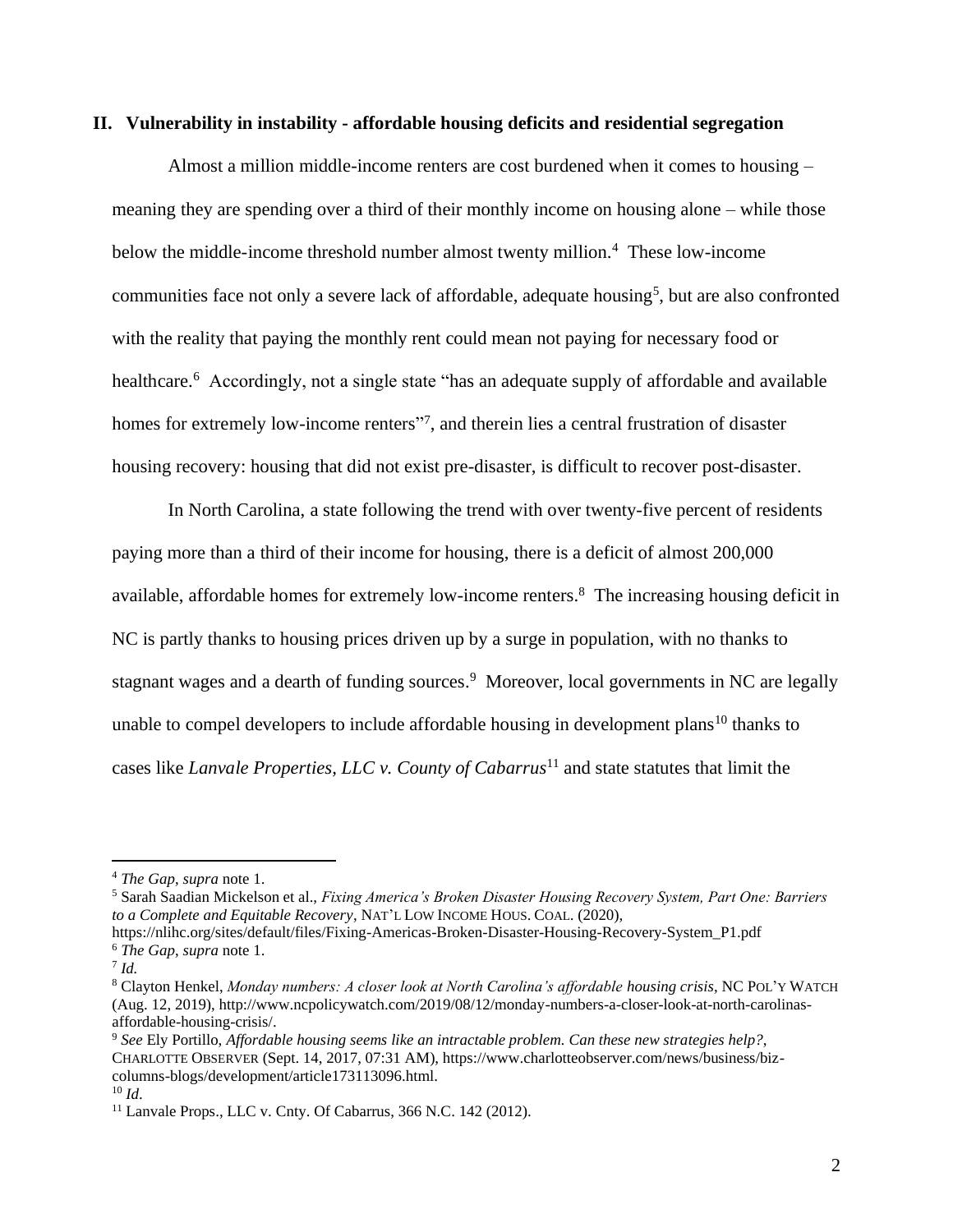## II. Vulnerability in instability - affordable housing deficits and residential segregation

Almost a million middle-income renters are cost burdened when it comes to housing – meaning they are spending over a third of their monthly income on housing alone – while those below the middle-income threshold number almost twenty million.[4] These low-income communities face not only a severe lack of affordable, adequate housing[5], but are also confronted with the reality that paying the monthly rent could mean not paying for necessary food or healthcare.[6] Accordingly, not a single state "has an adequate supply of affordable and available homes for extremely low-income renters"[7], and therein lies a central frustration of disaster housing recovery: housing that did not exist pre-disaster, is difficult to recover post-disaster.

In North Carolina, a state following the trend with over twenty-five percent of residents paying more than a third of their income for housing, there is a deficit of almost 200,000 available, affordable homes for extremely low-income renters.[8] The increasing housing deficit in NC is partly thanks to housing prices driven up by a surge in population, with no thanks to stagnant wages and a dearth of funding sources.[9] Moreover, local governments in NC are legally unable to compel developers to include affordable housing in development plans[10] thanks to cases like *Lanvale Properties, LLC v. County of Cabarrus*[11] and state statutes that limit the

---

[4] *The Gap*, *supra* note 1.

[5] Sarah Saadian Mickelson et al., *Fixing America's Broken Disaster Housing Recovery System, Part One: Barriers to a Complete and Equitable Recovery*, NAT'L LOW INCOME HOUS. COAL. (2020), https://nlihc.org/sites/default/files/Fixing-Americas-Broken-Disaster-Housing-Recovery-System_P1.pdf

[6] *The Gap*, *supra* note 1.

[7] *Id.*

[8] Clayton Henkel, *Monday numbers: A closer look at North Carolina's affordable housing crisis*, NC POL'Y WATCH (Aug. 12, 2019), http://www.ncpolicywatch.com/2019/08/12/monday-numbers-a-closer-look-at-north-carolinas-affordable-housing-crisis/.

[9] *See* Ely Portillo, *Affordable housing seems like an intractable problem. Can these new strategies help?*, CHARLOTTE OBSERVER (Sept. 14, 2017, 07:31 AM), https://www.charlotteobserver.com/news/business/biz-columns-blogs/development/article173113096.html.

[10] *Id.*

[11] Lanvale Props., LLC v. Cnty. Of Cabarrus, 366 N.C. 142 (2012).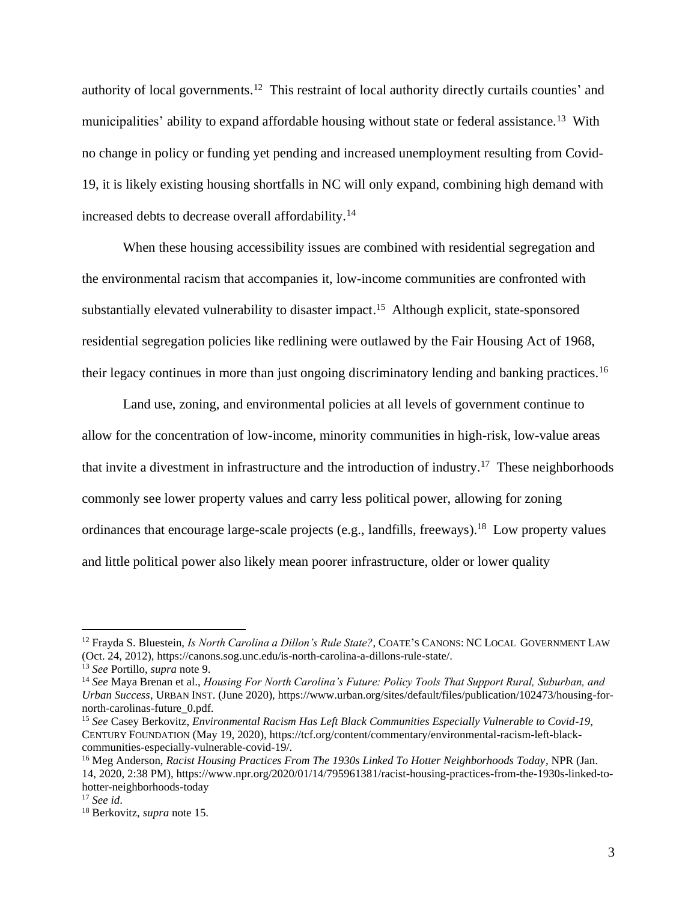authority of local governments.[12] This restraint of local authority directly curtails counties' and municipalities' ability to expand affordable housing without state or federal assistance.[13] With no change in policy or funding yet pending and increased unemployment resulting from Covid-19, it is likely existing housing shortfalls in NC will only expand, combining high demand with increased debts to decrease overall affordability.[14]

When these housing accessibility issues are combined with residential segregation and the environmental racism that accompanies it, low-income communities are confronted with substantially elevated vulnerability to disaster impact.[15] Although explicit, state-sponsored residential segregation policies like redlining were outlawed by the Fair Housing Act of 1968, their legacy continues in more than just ongoing discriminatory lending and banking practices.[16]

Land use, zoning, and environmental policies at all levels of government continue to allow for the concentration of low-income, minority communities in high-risk, low-value areas that invite a divestment in infrastructure and the introduction of industry.[17] These neighborhoods commonly see lower property values and carry less political power, allowing for zoning ordinances that encourage large-scale projects (e.g., landfills, freeways).[18] Low property values and little political power also likely mean poorer infrastructure, older or lower quality

---

[12] Frayda S. Bluestein, *Is North Carolina a Dillon's Rule State?*, COATE'S CANONS: NC LOCAL GOVERNMENT LAW (Oct. 24, 2012), https://canons.sog.unc.edu/is-north-carolina-a-dillons-rule-state/.

[13] *See* Portillo, *supra* note 9.

[14] *See* Maya Brenan et al., *Housing For North Carolina's Future: Policy Tools That Support Rural, Suburban, and Urban Success*, URBAN INST. (June 2020), https://www.urban.org/sites/default/files/publication/102473/housing-for-north-carolinas-future_0.pdf.

[15] *See* Casey Berkovitz, *Environmental Racism Has Left Black Communities Especially Vulnerable to Covid-19*, CENTURY FOUNDATION (May 19, 2020), https://tcf.org/content/commentary/environmental-racism-left-black-communities-especially-vulnerable-covid-19/.

[16] Meg Anderson, *Racist Housing Practices From The 1930s Linked To Hotter Neighborhoods Today*, NPR (Jan. 14, 2020, 2:38 PM), https://www.npr.org/2020/01/14/795961381/racist-housing-practices-from-the-1930s-linked-to-hotter-neighborhoods-today

[17] *See id*.

[18] Berkovitz, *supra* note 15.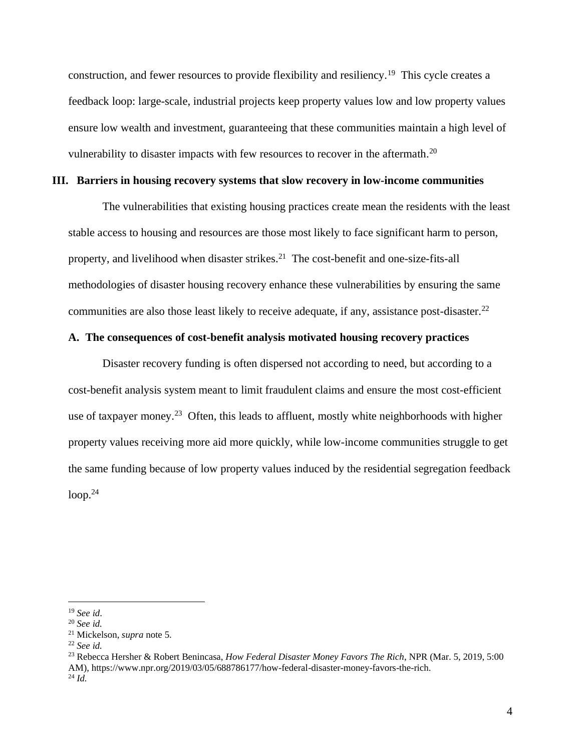construction, and fewer resources to provide flexibility and resiliency.[19] This cycle creates a feedback loop: large-scale, industrial projects keep property values low and low property values ensure low wealth and investment, guaranteeing that these communities maintain a high level of vulnerability to disaster impacts with few resources to recover in the aftermath.[20]

## III. Barriers in housing recovery systems that slow recovery in low-income communities

The vulnerabilities that existing housing practices create mean the residents with the least stable access to housing and resources are those most likely to face significant harm to person, property, and livelihood when disaster strikes.[21] The cost-benefit and one-size-fits-all methodologies of disaster housing recovery enhance these vulnerabilities by ensuring the same communities are also those least likely to receive adequate, if any, assistance post-disaster.[22]

### A. The consequences of cost-benefit analysis motivated housing recovery practices

Disaster recovery funding is often dispersed not according to need, but according to a cost-benefit analysis system meant to limit fraudulent claims and ensure the most cost-efficient use of taxpayer money.[23] Often, this leads to affluent, mostly white neighborhoods with higher property values receiving more aid more quickly, while low-income communities struggle to get the same funding because of low property values induced by the residential segregation feedback loop.[24]

---

[19] *See id*.
[20] *See id.*
[21] Mickelson, *supra* note 5.
[22] *See id.*
[23] Rebecca Hersher & Robert Benincasa, *How Federal Disaster Money Favors The Rich*, NPR (Mar. 5, 2019, 5:00 AM), https://www.npr.org/2019/03/05/688786177/how-federal-disaster-money-favors-the-rich.
[24] *Id.*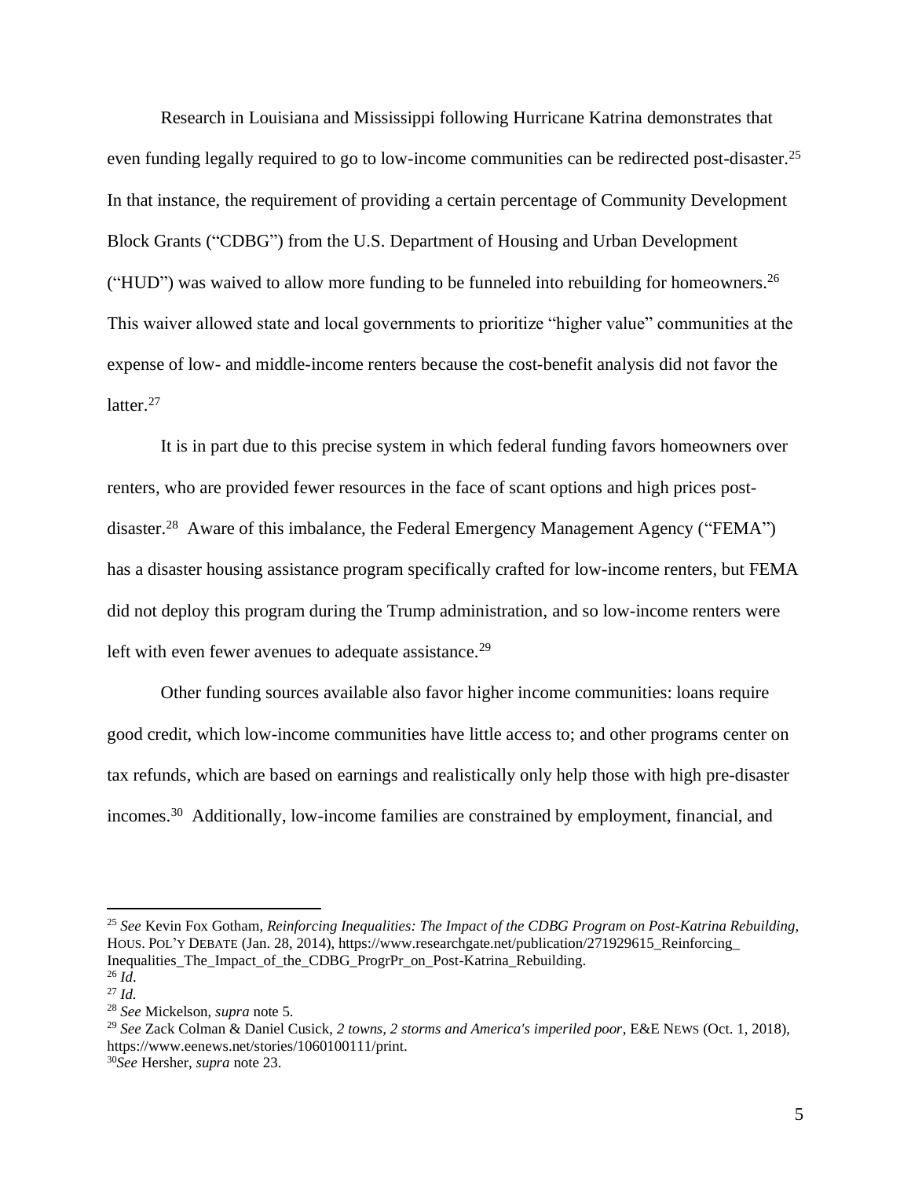Research in Louisiana and Mississippi following Hurricane Katrina demonstrates that even funding legally required to go to low-income communities can be redirected post-disaster.[25] In that instance, the requirement of providing a certain percentage of Community Development Block Grants ("CDBG") from the U.S. Department of Housing and Urban Development ("HUD") was waived to allow more funding to be funneled into rebuilding for homeowners.[26] This waiver allowed state and local governments to prioritize "higher value" communities at the expense of low- and middle-income renters because the cost-benefit analysis did not favor the latter.[27]

It is in part due to this precise system in which federal funding favors homeowners over renters, who are provided fewer resources in the face of scant options and high prices post-disaster.[28] Aware of this imbalance, the Federal Emergency Management Agency ("FEMA") has a disaster housing assistance program specifically crafted for low-income renters, but FEMA did not deploy this program during the Trump administration, and so low-income renters were left with even fewer avenues to adequate assistance.[29]

Other funding sources available also favor higher income communities: loans require good credit, which low-income communities have little access to; and other programs center on tax refunds, which are based on earnings and realistically only help those with high pre-disaster incomes.[30] Additionally, low-income families are constrained by employment, financial, and

---

[25] *See* Kevin Fox Gotham, *Reinforcing Inequalities: The Impact of the CDBG Program on Post-Katrina Rebuilding*, HOUS. POL'Y DEBATE (Jan. 28, 2014), https://www.researchgate.net/publication/271929615_Reinforcing_Inequalities_The_Impact_of_the_CDBG_ProgrPr_on_Post-Katrina_Rebuilding.

[26] *Id*.

[27] *Id.*

[28] *See* Mickelson, *supra* note 5.

[29] *See* Zack Colman & Daniel Cusick, *2 towns, 2 storms and America's imperiled poor*, E&E NEWS (Oct. 1, 2018), https://www.eenews.net/stories/1060100111/print.

[30] *See* Hersher, *supra* note 23.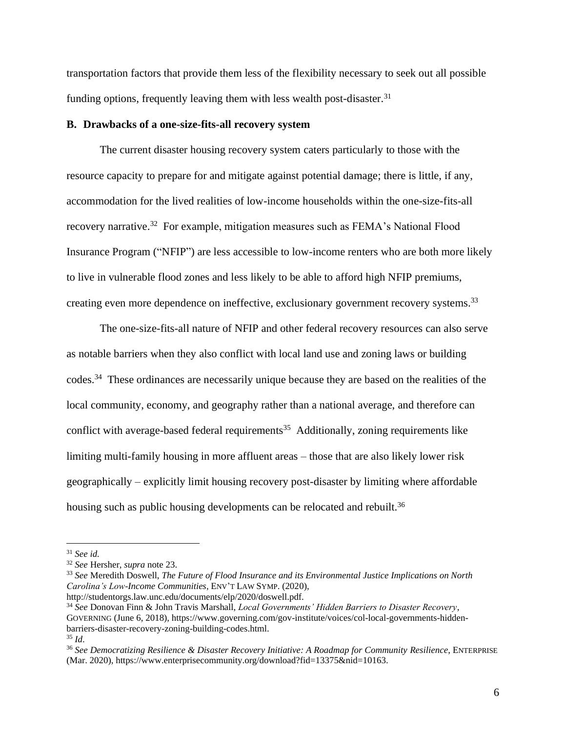transportation factors that provide them less of the flexibility necessary to seek out all possible funding options, frequently leaving them with less wealth post-disaster.[31]

**B. Drawbacks of a one-size-fits-all recovery system**

The current disaster housing recovery system caters particularly to those with the resource capacity to prepare for and mitigate against potential damage; there is little, if any, accommodation for the lived realities of low-income households within the one-size-fits-all recovery narrative.[32] For example, mitigation measures such as FEMA's National Flood Insurance Program ("NFIP") are less accessible to low-income renters who are both more likely to live in vulnerable flood zones and less likely to be able to afford high NFIP premiums, creating even more dependence on ineffective, exclusionary government recovery systems.[33]

The one-size-fits-all nature of NFIP and other federal recovery resources can also serve as notable barriers when they also conflict with local land use and zoning laws or building codes.[34] These ordinances are necessarily unique because they are based on the realities of the local community, economy, and geography rather than a national average, and therefore can conflict with average-based federal requirements[35] Additionally, zoning requirements like limiting multi-family housing in more affluent areas – those that are also likely lower risk geographically – explicitly limit housing recovery post-disaster by limiting where affordable housing such as public housing developments can be relocated and rebuilt.[36]

---

[31] *See id.*

[32] *See* Hersher, *supra* note 23.

[33] *See* Meredith Doswell, *The Future of Flood Insurance and its Environmental Justice Implications on North Carolina's Low-Income Communities*, ENV'T LAW SYMP. (2020), http://studentorgs.law.unc.edu/documents/elp/2020/doswell.pdf.

[34] *See* Donovan Finn & John Travis Marshall, *Local Governments' Hidden Barriers to Disaster Recovery*, GOVERNING (June 6, 2018), https://www.governing.com/gov-institute/voices/col-local-governments-hidden-barriers-disaster-recovery-zoning-building-codes.html.

[35] *Id.*

[36] *See Democratizing Resilience & Disaster Recovery Initiative: A Roadmap for Community Resilience*, ENTERPRISE (Mar. 2020), https://www.enterprisecommunity.org/download?fid=13375&nid=10163.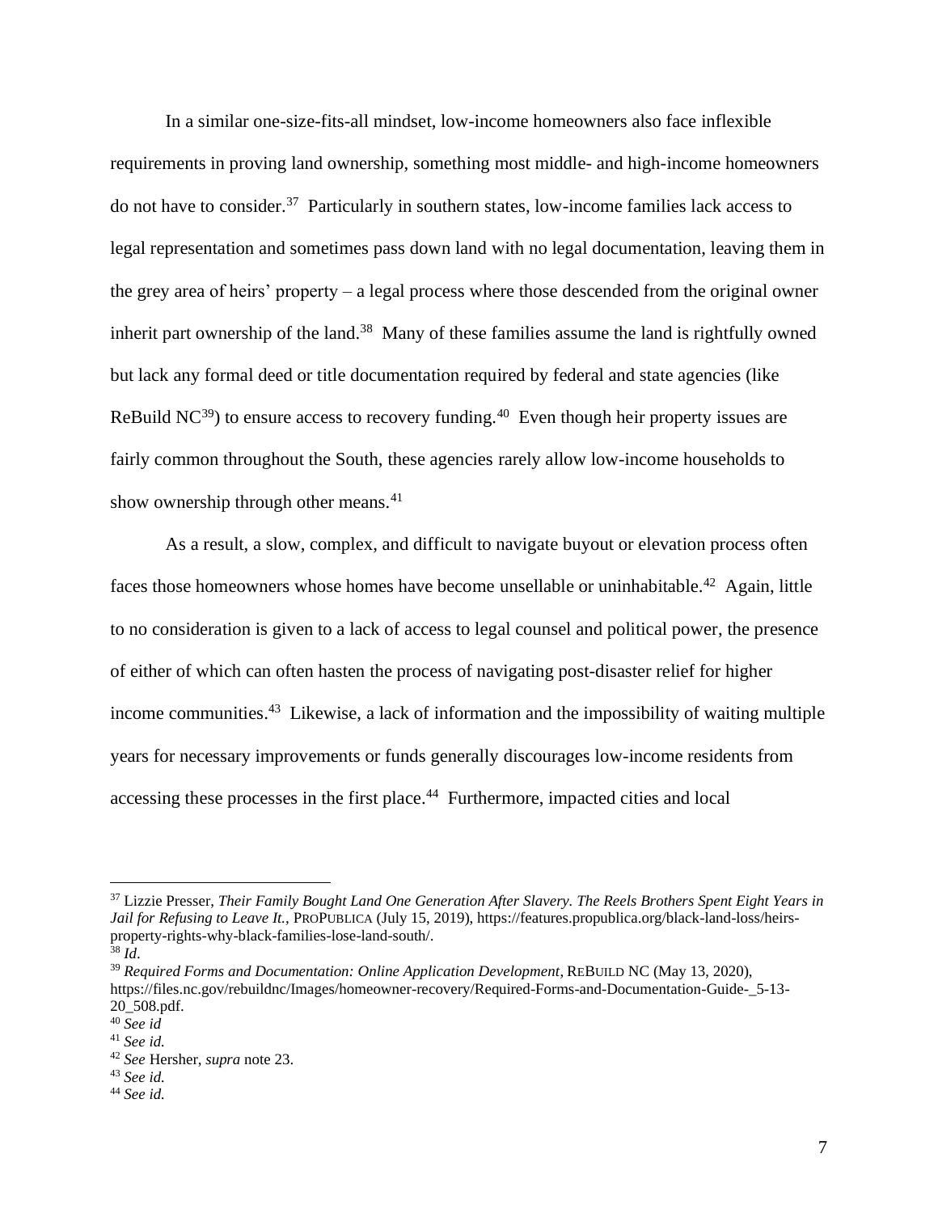In a similar one-size-fits-all mindset, low-income homeowners also face inflexible requirements in proving land ownership, something most middle- and high-income homeowners do not have to consider.[37] Particularly in southern states, low-income families lack access to legal representation and sometimes pass down land with no legal documentation, leaving them in the grey area of heirs' property – a legal process where those descended from the original owner inherit part ownership of the land.[38] Many of these families assume the land is rightfully owned but lack any formal deed or title documentation required by federal and state agencies (like ReBuild NC[39]) to ensure access to recovery funding.[40] Even though heir property issues are fairly common throughout the South, these agencies rarely allow low-income households to show ownership through other means.[41]

As a result, a slow, complex, and difficult to navigate buyout or elevation process often faces those homeowners whose homes have become unsellable or uninhabitable.[42] Again, little to no consideration is given to a lack of access to legal counsel and political power, the presence of either of which can often hasten the process of navigating post-disaster relief for higher income communities.[43] Likewise, a lack of information and the impossibility of waiting multiple years for necessary improvements or funds generally discourages low-income residents from accessing these processes in the first place.[44] Furthermore, impacted cities and local

---

[37] Lizzie Presser, *Their Family Bought Land One Generation After Slavery. The Reels Brothers Spent Eight Years in Jail for Refusing to Leave It.*, PROPUBLICA (July 15, 2019), https://features.propublica.org/black-land-loss/heirs-property-rights-why-black-families-lose-land-south/.

[38] *Id*.

[39] *Required Forms and Documentation: Online Application Development*, REBUILD NC (May 13, 2020), https://files.nc.gov/rebuildnc/Images/homeowner-recovery/Required-Forms-and-Documentation-Guide-_5-13-20_508.pdf.

[40] *See id*

[41] *See id.*

[42] *See* Hersher, *supra* note 23.

[43] *See id.*

[44] *See id.*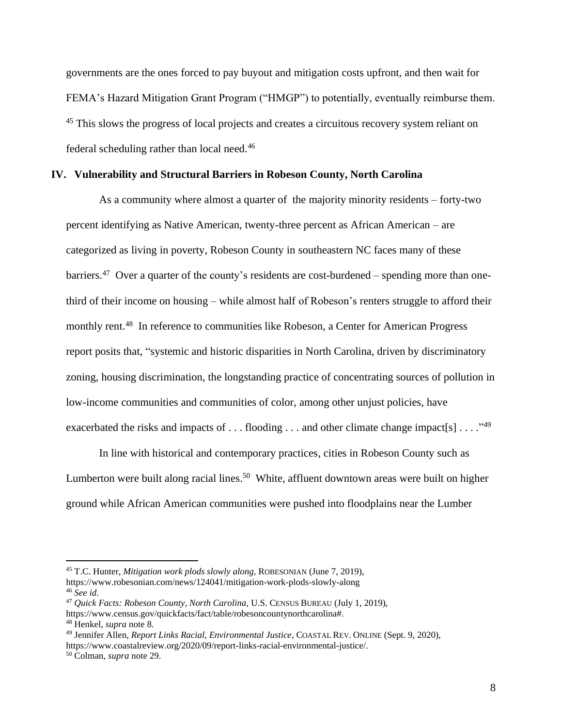governments are the ones forced to pay buyout and mitigation costs upfront, and then wait for FEMA's Hazard Mitigation Grant Program ("HMGP") to potentially, eventually reimburse them. [45] This slows the progress of local projects and creates a circuitous recovery system reliant on federal scheduling rather than local need.[46]

## IV. Vulnerability and Structural Barriers in Robeson County, North Carolina

As a community where almost a quarter of the majority minority residents – forty-two percent identifying as Native American, twenty-three percent as African American – are categorized as living in poverty, Robeson County in southeastern NC faces many of these barriers.[47] Over a quarter of the county's residents are cost-burdened – spending more than one-third of their income on housing – while almost half of Robeson's renters struggle to afford their monthly rent.[48] In reference to communities like Robeson, a Center for American Progress report posits that, "systemic and historic disparities in North Carolina, driven by discriminatory zoning, housing discrimination, the longstanding practice of concentrating sources of pollution in low-income communities and communities of color, among other unjust policies, have exacerbated the risks and impacts of . . . flooding . . . and other climate change impact[s] . . . ."[49]

In line with historical and contemporary practices, cities in Robeson County such as Lumberton were built along racial lines.[50] White, affluent downtown areas were built on higher ground while African American communities were pushed into floodplains near the Lumber

---

[45] T.C. Hunter, *Mitigation work plods slowly along*, ROBESONIAN (June 7, 2019), https://www.robesonian.com/news/124041/mitigation-work-plods-slowly-along

[46] *See id*.

[47] *Quick Facts: Robeson County, North Carolina*, U.S. CENSUS BUREAU (July 1, 2019), https://www.census.gov/quickfacts/fact/table/robesoncountynorthcarolina#.

[48] Henkel, *supra* note 8.

[49] Jennifer Allen, *Report Links Racial, Environmental Justice*, COASTAL REV. ONLINE (Sept. 9, 2020), https://www.coastalreview.org/2020/09/report-links-racial-environmental-justice/.

[50] Colman, *supra* note 29.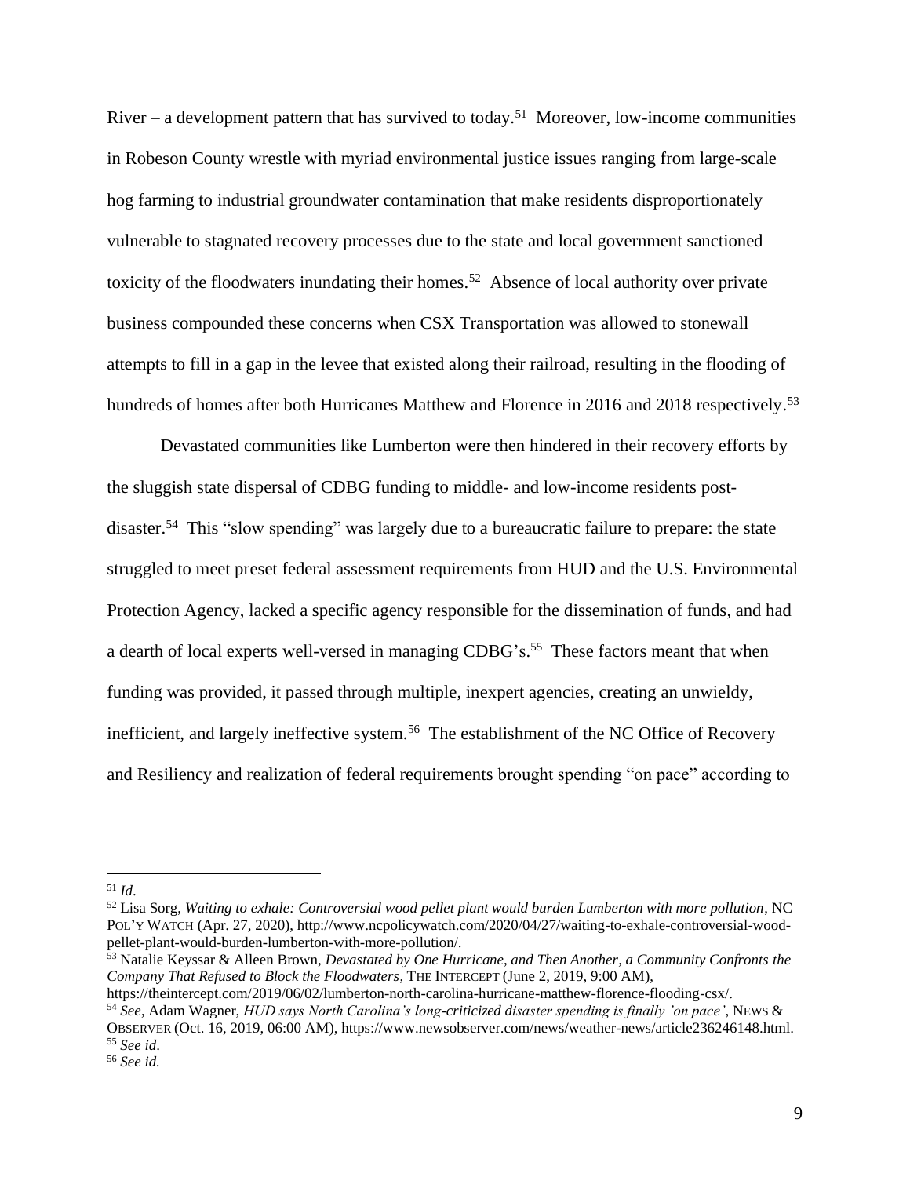River – a development pattern that has survived to today.[51] Moreover, low-income communities in Robeson County wrestle with myriad environmental justice issues ranging from large-scale hog farming to industrial groundwater contamination that make residents disproportionately vulnerable to stagnated recovery processes due to the state and local government sanctioned toxicity of the floodwaters inundating their homes.[52] Absence of local authority over private business compounded these concerns when CSX Transportation was allowed to stonewall attempts to fill in a gap in the levee that existed along their railroad, resulting in the flooding of hundreds of homes after both Hurricanes Matthew and Florence in 2016 and 2018 respectively.[53]

Devastated communities like Lumberton were then hindered in their recovery efforts by the sluggish state dispersal of CDBG funding to middle- and low-income residents post-disaster.[54] This "slow spending" was largely due to a bureaucratic failure to prepare: the state struggled to meet preset federal assessment requirements from HUD and the U.S. Environmental Protection Agency, lacked a specific agency responsible for the dissemination of funds, and had a dearth of local experts well-versed in managing CDBG's.[55] These factors meant that when funding was provided, it passed through multiple, inexpert agencies, creating an unwieldy, inefficient, and largely ineffective system.[56] The establishment of the NC Office of Recovery and Resiliency and realization of federal requirements brought spending "on pace" according to

---

[51] *Id*.

[52] Lisa Sorg, *Waiting to exhale: Controversial wood pellet plant would burden Lumberton with more pollution*, NC POL'Y WATCH (Apr. 27, 2020), http://www.ncpolicywatch.com/2020/04/27/waiting-to-exhale-controversial-wood-pellet-plant-would-burden-lumberton-with-more-pollution/.

[53] Natalie Keyssar & Alleen Brown, *Devastated by One Hurricane, and Then Another, a Community Confronts the Company That Refused to Block the Floodwaters*, THE INTERCEPT (June 2, 2019, 9:00 AM), https://theintercept.com/2019/06/02/lumberton-north-carolina-hurricane-matthew-florence-flooding-csx/.

[54] *See*, Adam Wagner, *HUD says North Carolina's long-criticized disaster spending is finally 'on pace'*, NEWS & OBSERVER (Oct. 16, 2019, 06:00 AM), https://www.newsobserver.com/news/weather-news/article236246148.html.

[55] *See id*.

[56] *See id.*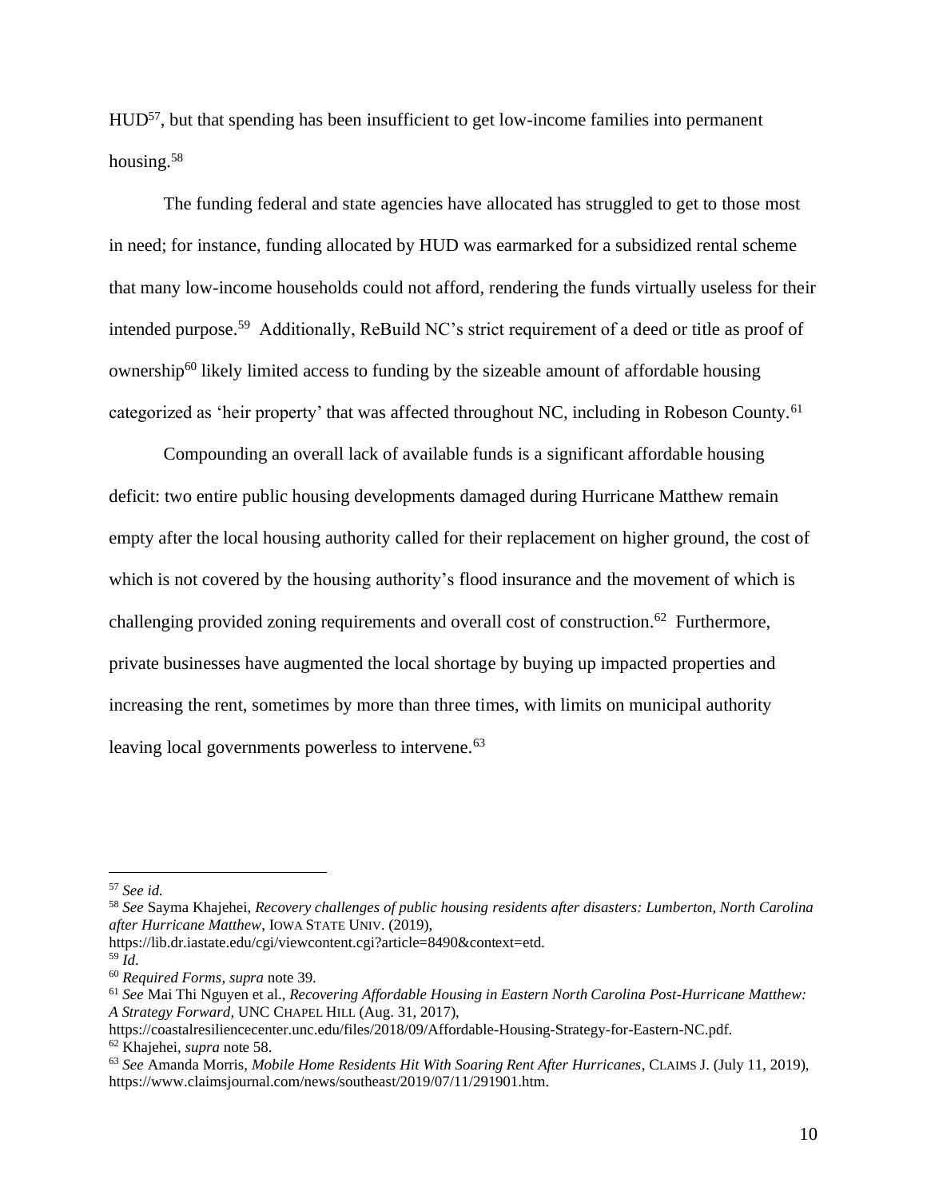HUD[57], but that spending has been insufficient to get low-income families into permanent housing.[58]

The funding federal and state agencies have allocated has struggled to get to those most in need; for instance, funding allocated by HUD was earmarked for a subsidized rental scheme that many low-income households could not afford, rendering the funds virtually useless for their intended purpose.[59] Additionally, ReBuild NC's strict requirement of a deed or title as proof of ownership[60] likely limited access to funding by the sizeable amount of affordable housing categorized as 'heir property' that was affected throughout NC, including in Robeson County.[61]

Compounding an overall lack of available funds is a significant affordable housing deficit: two entire public housing developments damaged during Hurricane Matthew remain empty after the local housing authority called for their replacement on higher ground, the cost of which is not covered by the housing authority's flood insurance and the movement of which is challenging provided zoning requirements and overall cost of construction.[62] Furthermore, private businesses have augmented the local shortage by buying up impacted properties and increasing the rent, sometimes by more than three times, with limits on municipal authority leaving local governments powerless to intervene.[63]

---

[57] *See id.*

[58] *See* Sayma Khajehei, *Recovery challenges of public housing residents after disasters: Lumberton, North Carolina after Hurricane Matthew*, IOWA STATE UNIV. (2019), https://lib.dr.iastate.edu/cgi/viewcontent.cgi?article=8490&context=etd.

[59] *Id*.

[60] *Required Forms*, *supra* note 39.

[61] *See* Mai Thi Nguyen et al., *Recovering Affordable Housing in Eastern North Carolina Post-Hurricane Matthew: A Strategy Forward*, UNC CHAPEL HILL (Aug. 31, 2017), https://coastalresiliencecenter.unc.edu/files/2018/09/Affordable-Housing-Strategy-for-Eastern-NC.pdf.

[62] Khajehei, *supra* note 58.

[63] *See* Amanda Morris, *Mobile Home Residents Hit With Soaring Rent After Hurricanes*, CLAIMS J. (July 11, 2019), https://www.claimsjournal.com/news/southeast/2019/07/11/291901.htm.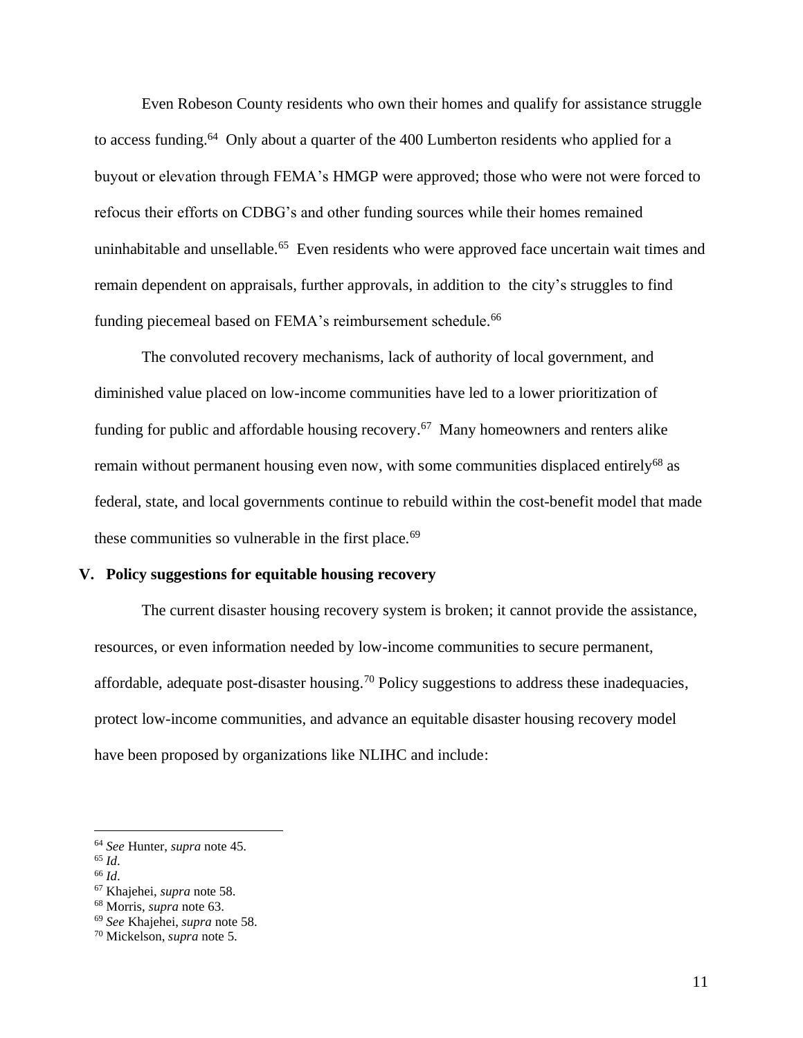Even Robeson County residents who own their homes and qualify for assistance struggle to access funding.[64] Only about a quarter of the 400 Lumberton residents who applied for a buyout or elevation through FEMA's HMGP were approved; those who were not were forced to refocus their efforts on CDBG's and other funding sources while their homes remained uninhabitable and unsellable.[65] Even residents who were approved face uncertain wait times and remain dependent on appraisals, further approvals, in addition to the city's struggles to find funding piecemeal based on FEMA's reimbursement schedule.[66]

The convoluted recovery mechanisms, lack of authority of local government, and diminished value placed on low-income communities have led to a lower prioritization of funding for public and affordable housing recovery.[67] Many homeowners and renters alike remain without permanent housing even now, with some communities displaced entirely[68] as federal, state, and local governments continue to rebuild within the cost-benefit model that made these communities so vulnerable in the first place.[69]

## V. Policy suggestions for equitable housing recovery

The current disaster housing recovery system is broken; it cannot provide the assistance, resources, or even information needed by low-income communities to secure permanent, affordable, adequate post-disaster housing.[70] Policy suggestions to address these inadequacies, protect low-income communities, and advance an equitable disaster housing recovery model have been proposed by organizations like NLIHC and include:

---

[64] *See* Hunter, *supra* note 45.

[65] *Id*.

[66] *Id*.

[67] Khajehei, *supra* note 58.

[68] Morris, *supra* note 63.

[69] *See* Khajehei, *supra* note 58.

[70] Mickelson, *supra* note 5.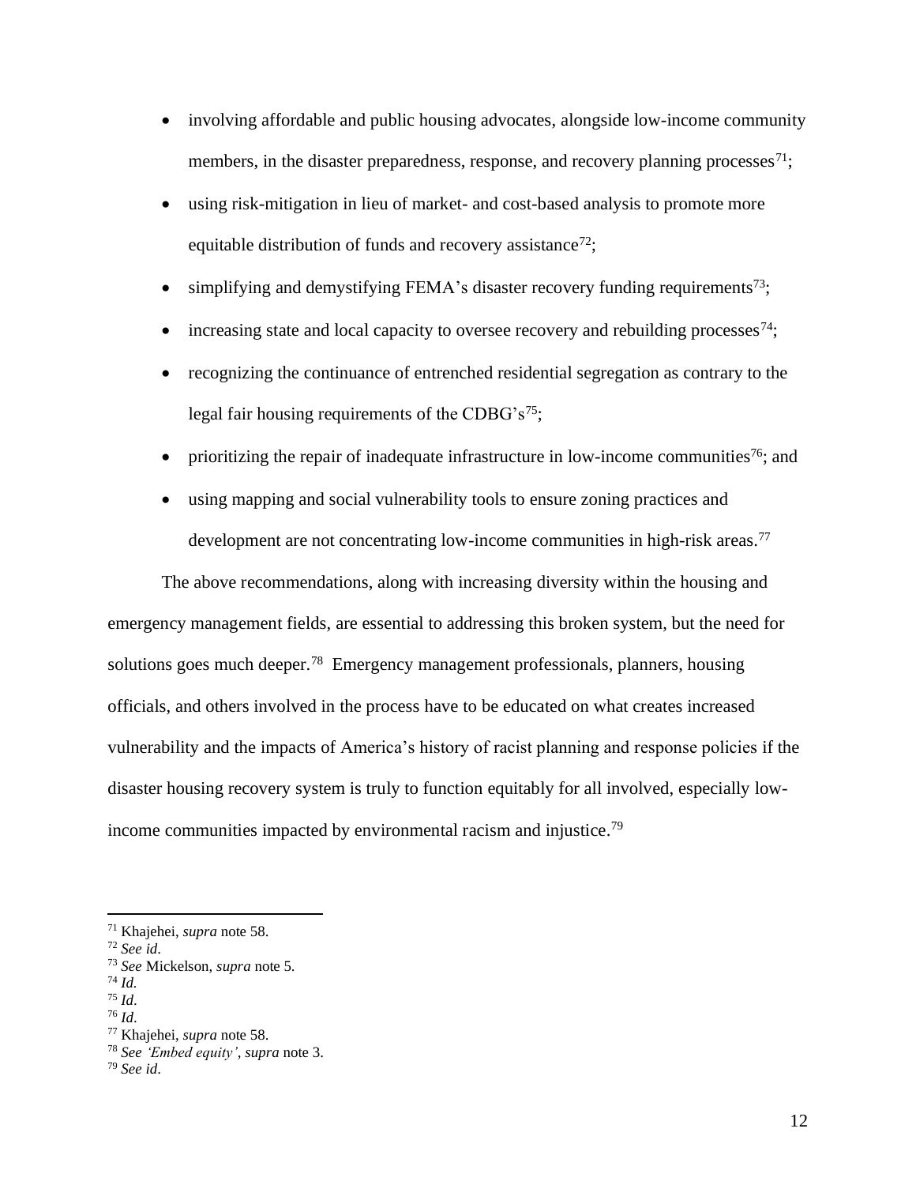- involving affordable and public housing advocates, alongside low-income community members, in the disaster preparedness, response, and recovery planning processes[71];
- using risk-mitigation in lieu of market- and cost-based analysis to promote more equitable distribution of funds and recovery assistance[72];
- simplifying and demystifying FEMA's disaster recovery funding requirements[73];
- increasing state and local capacity to oversee recovery and rebuilding processes[74];
- recognizing the continuance of entrenched residential segregation as contrary to the legal fair housing requirements of the CDBG's[75];
- prioritizing the repair of inadequate infrastructure in low-income communities[76]; and
- using mapping and social vulnerability tools to ensure zoning practices and development are not concentrating low-income communities in high-risk areas.[77]

The above recommendations, along with increasing diversity within the housing and emergency management fields, are essential to addressing this broken system, but the need for solutions goes much deeper.[78] Emergency management professionals, planners, housing officials, and others involved in the process have to be educated on what creates increased vulnerability and the impacts of America's history of racist planning and response policies if the disaster housing recovery system is truly to function equitably for all involved, especially low-income communities impacted by environmental racism and injustice.[79]

---

[71] Khajehei, *supra* note 58.
[72] *See id*.
[73] *See* Mickelson, *supra* note 5.
[74] *Id.*
[75] *Id*.
[76] *Id*.
[77] Khajehei, *supra* note 58.
[78] *See 'Embed equity'*, *supra* note 3.
[79] *See id*.